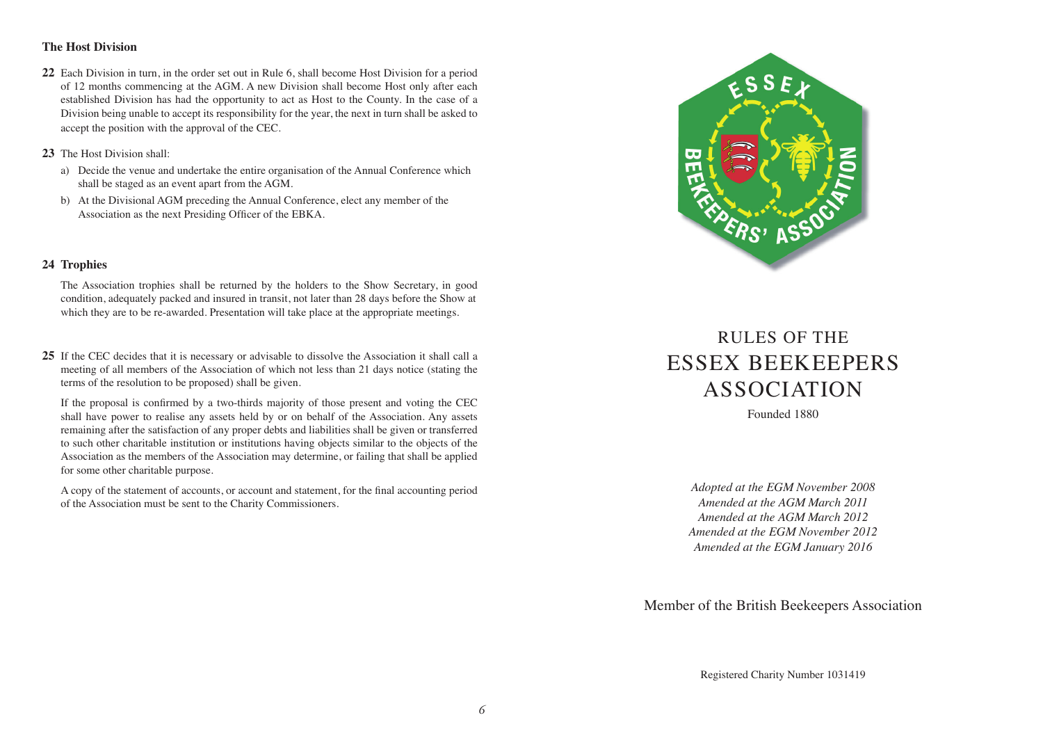### The Host Division

**22** Each Division in turn, in the order set out in Rule 6, shall become Host Division for a period of 12 months commencing at the AGM. A new Division shall become Host only after each established Division has had the opportunity to act as Host to the County. In the case of a Division being unable to accept its responsibility for the year, the next in turn shall be asked to accept the position with the approval of the CEC.

**23** The Host Division shall:

a) Decide the venue and undertake the entire organisation of the Annual Conference which shall be staged as an event apart from the AGM.

b) At the Divisional AGM preceding the Annual Conference, elect any member of the Association as the next Presiding Officer of the EBKA.

### 24 Trophies

The Association trophies shall be returned by the holders to the Show Secretary, in good condition, adequately packed and insured in transit, not later than 28 days before the Show at which they are to be re-awarded. Presentation will take place at the appropriate meetings.

**25** If the CEC decides that it is necessary or advisable to dissolve the Association it shall call a meeting of all members of the Association of which not less than 21 days notice (stating the terms of the resolution to be proposed) shall be given.

If the proposal is confirmed by a two-thirds majority of those present and voting the CEC shall have power to realise any assets held by or on behalf of the Association. Any assets remaining after the satisfaction of any proper debts and liabilities shall be given or transferred to such other charitable institution or institutions having objects similar to the objects of the Association as the members of the Association may determine, or failing that shall be applied for some other charitable purpose.

A copy of the statement of accounts, or account and statement, for the final accounting period of the Association must be sent to the Charity Commissioners.

ESSEX BEEKEEPERS' ASSOCIATION

# RULES OF THE ESSEX BEEKEEPERS ASSOCIATION

Founded 1880

*Adopted at the EGM November 2008*
*Amended at the AGM March 2011*
*Amended at the AGM March 2012*
*Amended at the EGM November 2012*
*Amended at the EGM January 2016*

Member of the British Beekeepers Association

Registered Charity Number 1031419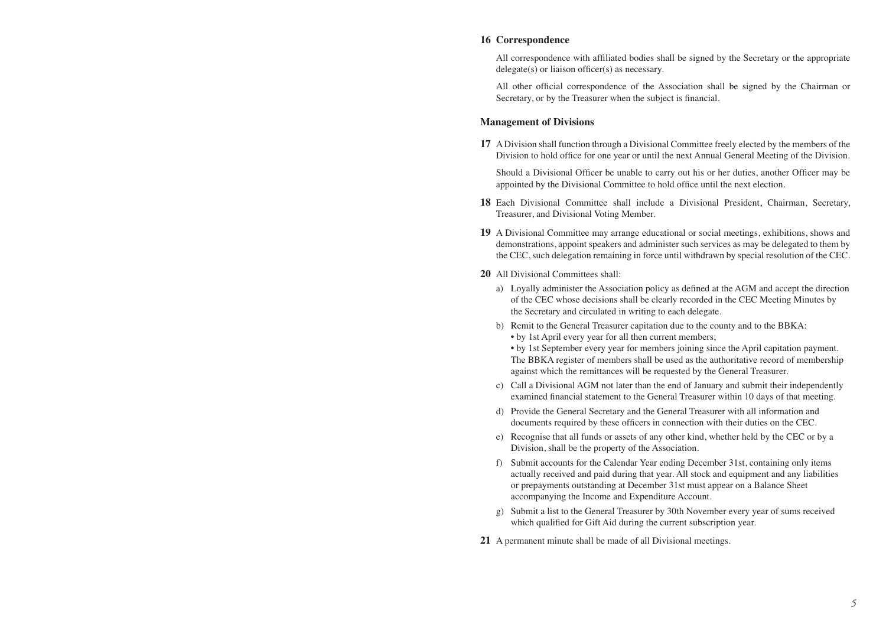## 16 Correspondence

All correspondence with affiliated bodies shall be signed by the Secretary or the appropriate delegate(s) or liaison officer(s) as necessary.

All other official correspondence of the Association shall be signed by the Chairman or Secretary, or by the Treasurer when the subject is financial.

## Management of Divisions

**17** A Division shall function through a Divisional Committee freely elected by the members of the Division to hold office for one year or until the next Annual General Meeting of the Division.

Should a Divisional Officer be unable to carry out his or her duties, another Officer may be appointed by the Divisional Committee to hold office until the next election.

**18** Each Divisional Committee shall include a Divisional President, Chairman, Secretary, Treasurer, and Divisional Voting Member.

**19** A Divisional Committee may arrange educational or social meetings, exhibitions, shows and demonstrations, appoint speakers and administer such services as may be delegated to them by the CEC, such delegation remaining in force until withdrawn by special resolution of the CEC.

**20** All Divisional Committees shall:

a) Loyally administer the Association policy as defined at the AGM and accept the direction of the CEC whose decisions shall be clearly recorded in the CEC Meeting Minutes by the Secretary and circulated in writing to each delegate.

b) Remit to the General Treasurer capitation due to the county and to the BBKA:
   - by 1st April every year for all then current members;
   - by 1st September every year for members joining since the April capitation payment.

   The BBKA register of members shall be used as the authoritative record of membership against which the remittances will be requested by the General Treasurer.

c) Call a Divisional AGM not later than the end of January and submit their independently examined financial statement to the General Treasurer within 10 days of that meeting.

d) Provide the General Secretary and the General Treasurer with all information and documents required by these officers in connection with their duties on the CEC.

e) Recognise that all funds or assets of any other kind, whether held by the CEC or by a Division, shall be the property of the Association.

f) Submit accounts for the Calendar Year ending December 31st, containing only items actually received and paid during that year. All stock and equipment and any liabilities or prepayments outstanding at December 31st must appear on a Balance Sheet accompanying the Income and Expenditure Account.

g) Submit a list to the General Treasurer by 30th November every year of sums received which qualified for Gift Aid during the current subscription year.

**21** A permanent minute shall be made of all Divisional meetings.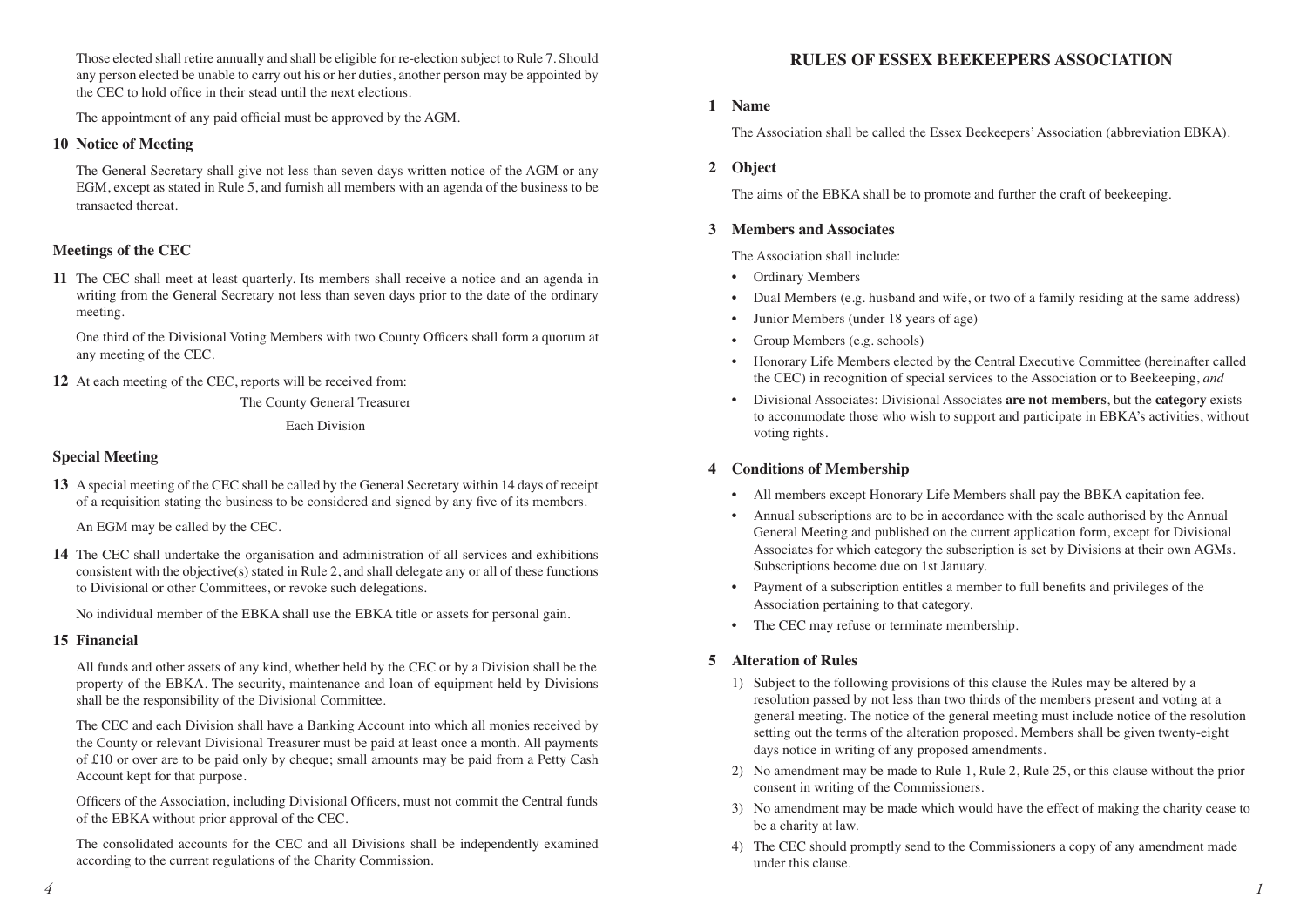Those elected shall retire annually and shall be eligible for re-election subject to Rule 7. Should any person elected be unable to carry out his or her duties, another person may be appointed by the CEC to hold office in their stead until the next elections.

The appointment of any paid official must be approved by the AGM.

### 10 Notice of Meeting

The General Secretary shall give not less than seven days written notice of the AGM or any EGM, except as stated in Rule 5, and furnish all members with an agenda of the business to be transacted thereat.

### Meetings of the CEC

**11** The CEC shall meet at least quarterly. Its members shall receive a notice and an agenda in writing from the General Secretary not less than seven days prior to the date of the ordinary meeting.

One third of the Divisional Voting Members with two County Officers shall form a quorum at any meeting of the CEC.

**12** At each meeting of the CEC, reports will be received from:

The County General Treasurer

Each Division

### Special Meeting

**13** A special meeting of the CEC shall be called by the General Secretary within 14 days of receipt of a requisition stating the business to be considered and signed by any five of its members.

An EGM may be called by the CEC.

**14** The CEC shall undertake the organisation and administration of all services and exhibitions consistent with the objective(s) stated in Rule 2, and shall delegate any or all of these functions to Divisional or other Committees, or revoke such delegations.

No individual member of the EBKA shall use the EBKA title or assets for personal gain.

### 15 Financial

All funds and other assets of any kind, whether held by the CEC or by a Division shall be the property of the EBKA. The security, maintenance and loan of equipment held by Divisions shall be the responsibility of the Divisional Committee.

The CEC and each Division shall have a Banking Account into which all monies received by the County or relevant Divisional Treasurer must be paid at least once a month. All payments of £10 or over are to be paid only by cheque; small amounts may be paid from a Petty Cash Account kept for that purpose.

Officers of the Association, including Divisional Officers, must not commit the Central funds of the EBKA without prior approval of the CEC.

The consolidated accounts for the CEC and all Divisions shall be independently examined according to the current regulations of the Charity Commission.

# RULES OF ESSEX BEEKEEPERS ASSOCIATION

### 1 Name

The Association shall be called the Essex Beekeepers' Association (abbreviation EBKA).

### 2 Object

The aims of the EBKA shall be to promote and further the craft of beekeeping.

### 3 Members and Associates

The Association shall include:

- Ordinary Members
- Dual Members (e.g. husband and wife, or two of a family residing at the same address)
- Junior Members (under 18 years of age)
- Group Members (e.g. schools)
- Honorary Life Members elected by the Central Executive Committee (hereinafter called the CEC) in recognition of special services to the Association or to Beekeeping, *and*
- Divisional Associates: Divisional Associates **are not members**, but the **category** exists to accommodate those who wish to support and participate in EBKA's activities, without voting rights.

### 4 Conditions of Membership

- All members except Honorary Life Members shall pay the BBKA capitation fee.
- Annual subscriptions are to be in accordance with the scale authorised by the Annual General Meeting and published on the current application form, except for Divisional Associates for which category the subscription is set by Divisions at their own AGMs. Subscriptions become due on 1st January.
- Payment of a subscription entitles a member to full benefits and privileges of the Association pertaining to that category.
- The CEC may refuse or terminate membership.

### 5 Alteration of Rules

1) Subject to the following provisions of this clause the Rules may be altered by a resolution passed by not less than two thirds of the members present and voting at a general meeting. The notice of the general meeting must include notice of the resolution setting out the terms of the alteration proposed. Members shall be given twenty-eight days notice in writing of any proposed amendments.
2) No amendment may be made to Rule 1, Rule 2, Rule 25, or this clause without the prior consent in writing of the Commissioners.
3) No amendment may be made which would have the effect of making the charity cease to be a charity at law.
4) The CEC should promptly send to the Commissioners a copy of any amendment made under this clause.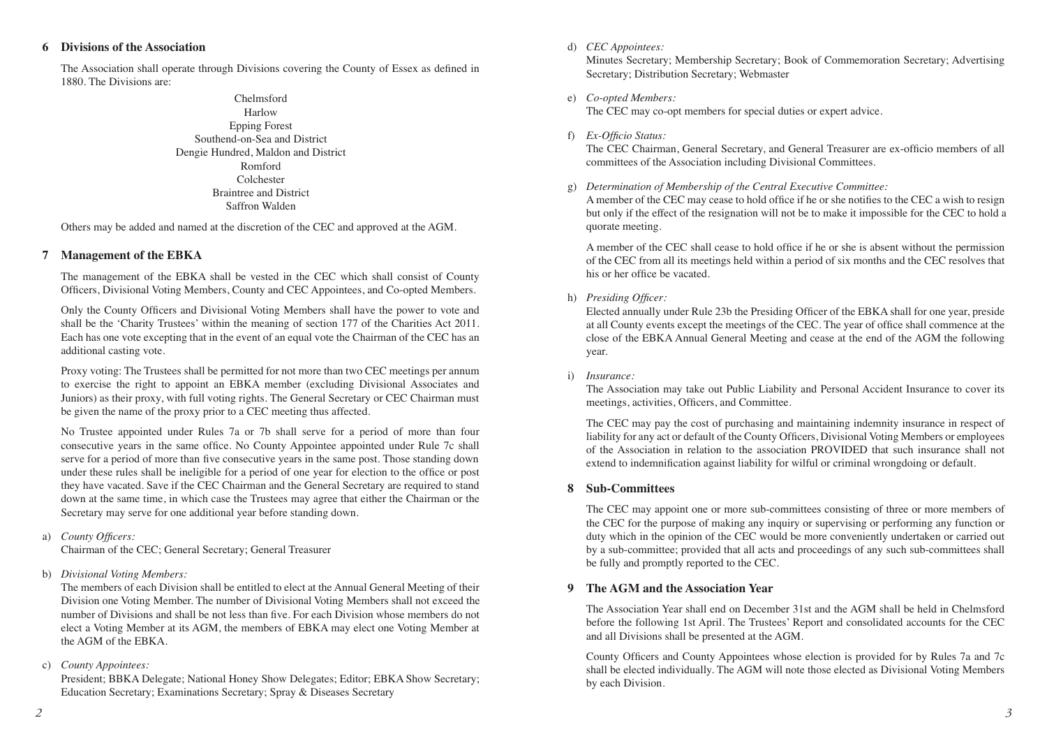## 6 Divisions of the Association

The Association shall operate through Divisions covering the County of Essex as defined in 1880. The Divisions are:

Chelmsford
Harlow
Epping Forest
Southend-on-Sea and District
Dengie Hundred, Maldon and District
Romford
Colchester
Braintree and District
Saffron Walden

Others may be added and named at the discretion of the CEC and approved at the AGM.

## 7 Management of the EBKA

The management of the EBKA shall be vested in the CEC which shall consist of County Officers, Divisional Voting Members, County and CEC Appointees, and Co-opted Members.

Only the County Officers and Divisional Voting Members shall have the power to vote and shall be the 'Charity Trustees' within the meaning of section 177 of the Charities Act 2011. Each has one vote excepting that in the event of an equal vote the Chairman of the CEC has an additional casting vote.

Proxy voting: The Trustees shall be permitted for not more than two CEC meetings per annum to exercise the right to appoint an EBKA member (excluding Divisional Associates and Juniors) as their proxy, with full voting rights. The General Secretary or CEC Chairman must be given the name of the proxy prior to a CEC meeting thus affected.

No Trustee appointed under Rules 7a or 7b shall serve for a period of more than four consecutive years in the same office. No County Appointee appointed under Rule 7c shall serve for a period of more than five consecutive years in the same post. Those standing down under these rules shall be ineligible for a period of one year for election to the office or post they have vacated. Save if the CEC Chairman and the General Secretary are required to stand down at the same time, in which case the Trustees may agree that either the Chairman or the Secretary may serve for one additional year before standing down.

a) *County Officers:*
Chairman of the CEC; General Secretary; General Treasurer

b) *Divisional Voting Members:*
The members of each Division shall be entitled to elect at the Annual General Meeting of their Division one Voting Member. The number of Divisional Voting Members shall not exceed the number of Divisions and shall be not less than five. For each Division whose members do not elect a Voting Member at its AGM, the members of EBKA may elect one Voting Member at the AGM of the EBKA.

c) *County Appointees:*
President; BBKA Delegate; National Honey Show Delegates; Editor; EBKA Show Secretary; Education Secretary; Examinations Secretary; Spray & Diseases Secretary

d) *CEC Appointees:*
Minutes Secretary; Membership Secretary; Book of Commemoration Secretary; Advertising Secretary; Distribution Secretary; Webmaster

e) *Co-opted Members:*
The CEC may co-opt members for special duties or expert advice.

f) *Ex-Officio Status:*
The CEC Chairman, General Secretary, and General Treasurer are ex-officio members of all committees of the Association including Divisional Committees.

g) *Determination of Membership of the Central Executive Committee:*
A member of the CEC may cease to hold office if he or she notifies to the CEC a wish to resign but only if the effect of the resignation will not be to make it impossible for the CEC to hold a quorate meeting.

A member of the CEC shall cease to hold office if he or she is absent without the permission of the CEC from all its meetings held within a period of six months and the CEC resolves that his or her office be vacated.

h) *Presiding Officer:*
Elected annually under Rule 23b the Presiding Officer of the EBKA shall for one year, preside at all County events except the meetings of the CEC. The year of office shall commence at the close of the EBKA Annual General Meeting and cease at the end of the AGM the following year.

i) *Insurance:*
The Association may take out Public Liability and Personal Accident Insurance to cover its meetings, activities, Officers, and Committee.

The CEC may pay the cost of purchasing and maintaining indemnity insurance in respect of liability for any act or default of the County Officers, Divisional Voting Members or employees of the Association in relation to the association PROVIDED that such insurance shall not extend to indemnification against liability for wilful or criminal wrongdoing or default.

## 8 Sub-Committees

The CEC may appoint one or more sub-committees consisting of three or more members of the CEC for the purpose of making any inquiry or supervising or performing any function or duty which in the opinion of the CEC would be more conveniently undertaken or carried out by a sub-committee; provided that all acts and proceedings of any such sub-committees shall be fully and promptly reported to the CEC.

## 9 The AGM and the Association Year

The Association Year shall end on December 31st and the AGM shall be held in Chelmsford before the following 1st April. The Trustees' Report and consolidated accounts for the CEC and all Divisions shall be presented at the AGM.

County Officers and County Appointees whose election is provided for by Rules 7a and 7c shall be elected individually. The AGM will note those elected as Divisional Voting Members by each Division.